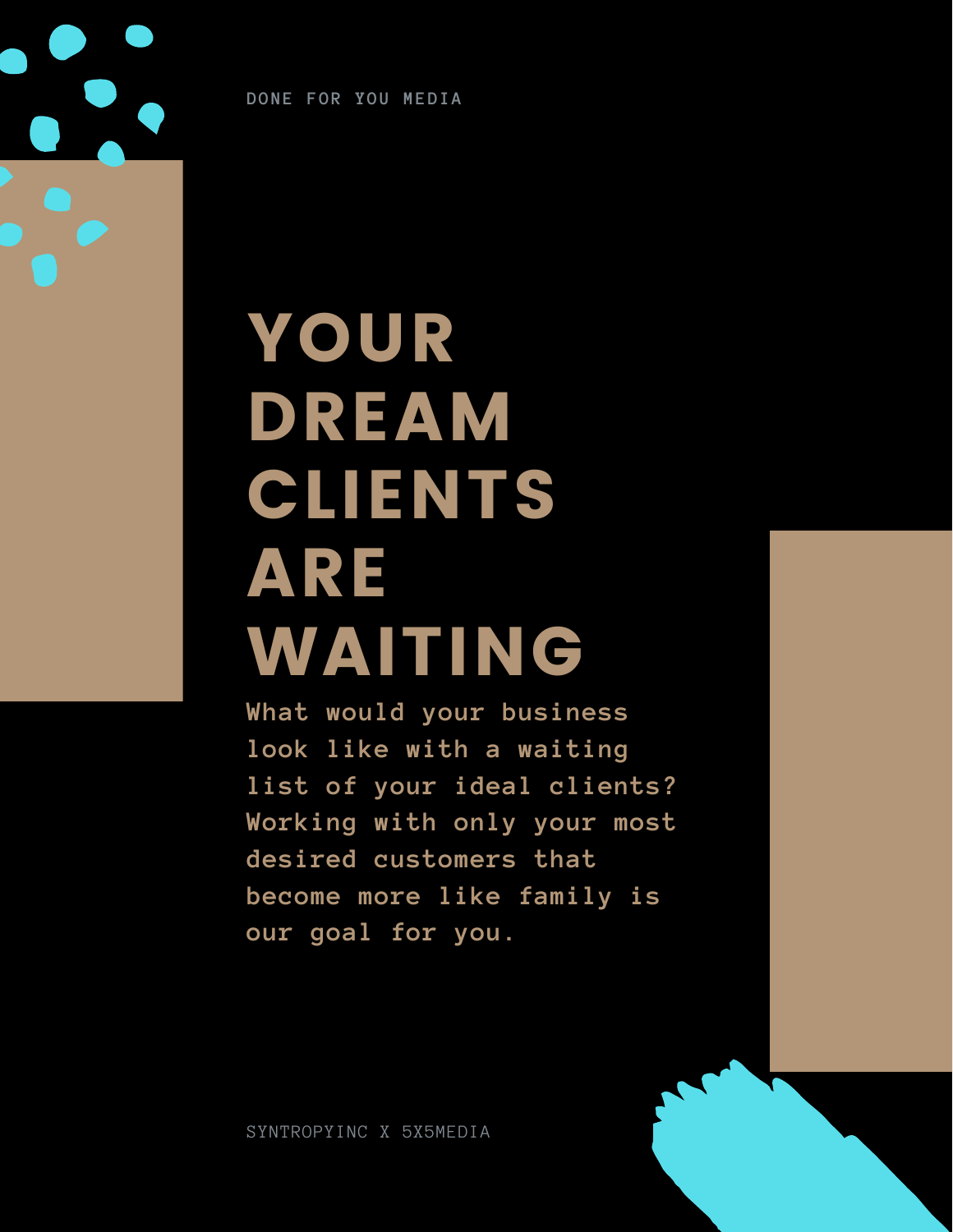DONE FOR YOU MEDIA

# YOUR DREAM CLIENTS ARE WAITING

What would your business look like with a waiting list of your ideal clients? Working with only your most desired customers that become more like family is our goal for you.

SYNTROPYINC X 5X5MEDIA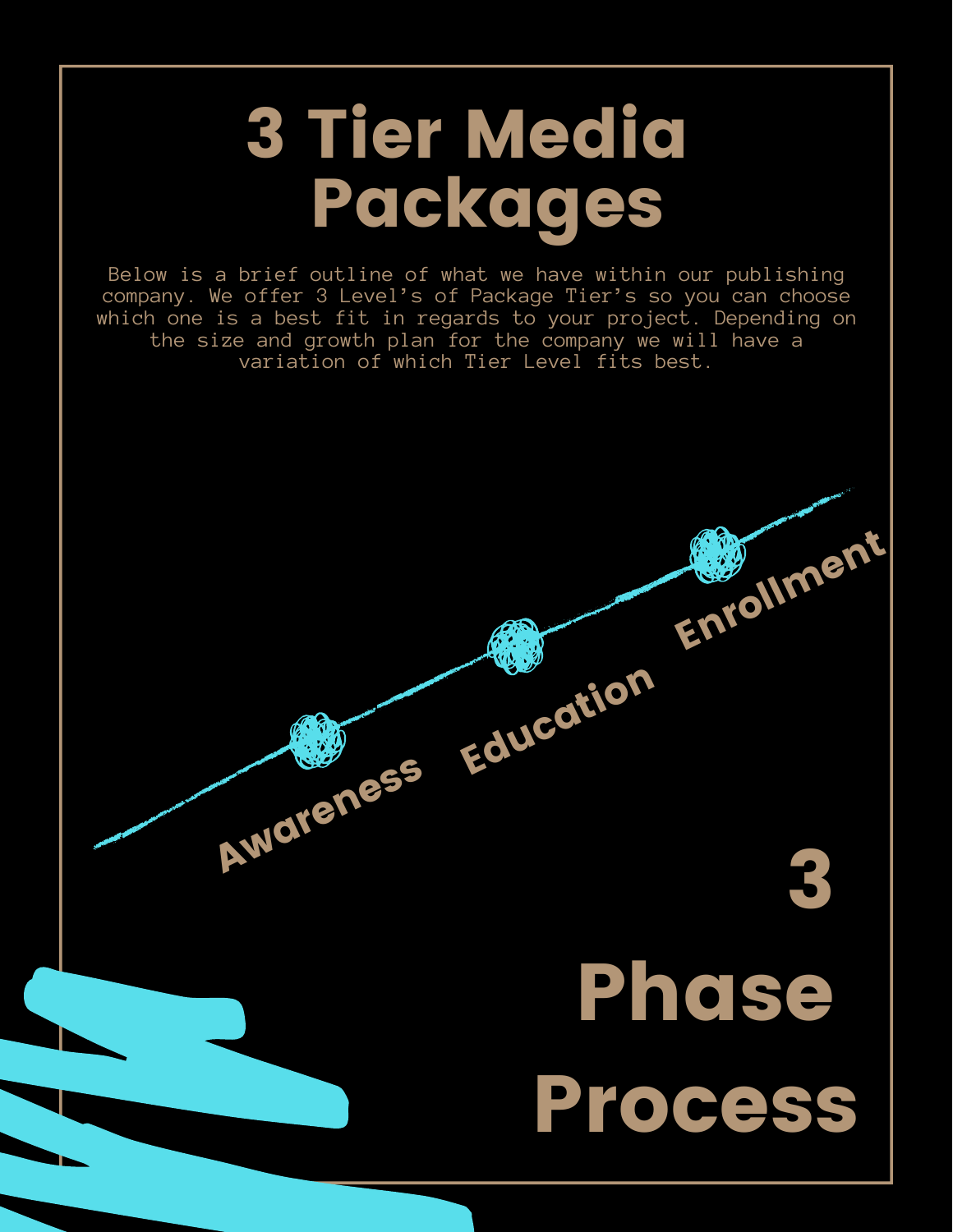# 3 Tier Media Packages

Below is a brief outline of what we have within our publishing company. We offer 3 Level's of Package Tier's so you can choose which one is a best fit in regards to your project. Depending on the size and growth plan for the company we will have a variation of which Tier Level fits best.

Awareness

Education

Enrollment

## 3 Phase Process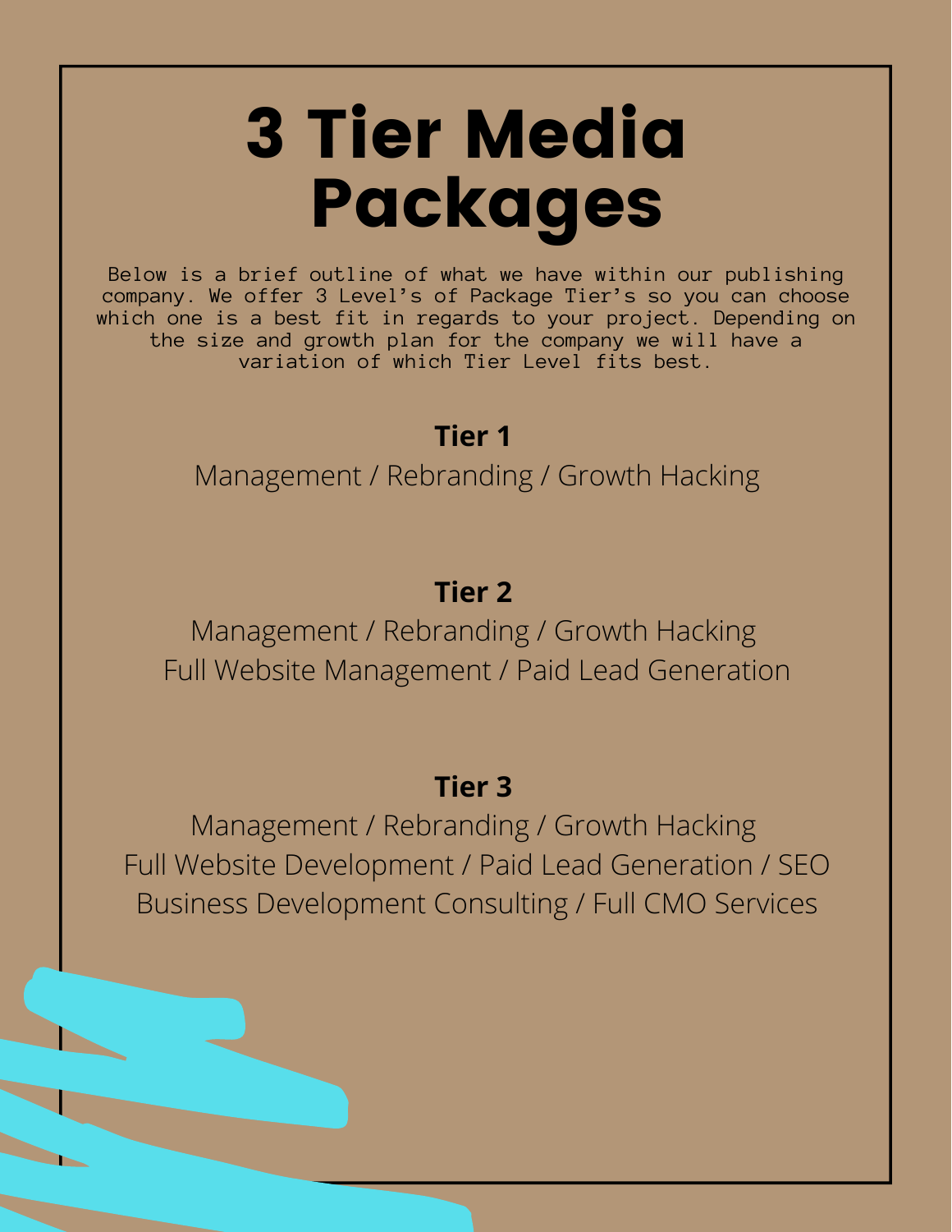# 3 Tier Media Packages

Below is a brief outline of what we have within our publishing company. We offer 3 Level's of Package Tier's so you can choose which one is a best fit in regards to your project. Depending on the size and growth plan for the company we will have a variation of which Tier Level fits best.

**Tier 1**

Management / Rebranding / Growth Hacking

**Tier 2**

Management / Rebranding / Growth Hacking
Full Website Management / Paid Lead Generation

**Tier 3**

Management / Rebranding / Growth Hacking
Full Website Development / Paid Lead Generation / SEO
Business Development Consulting / Full CMO Services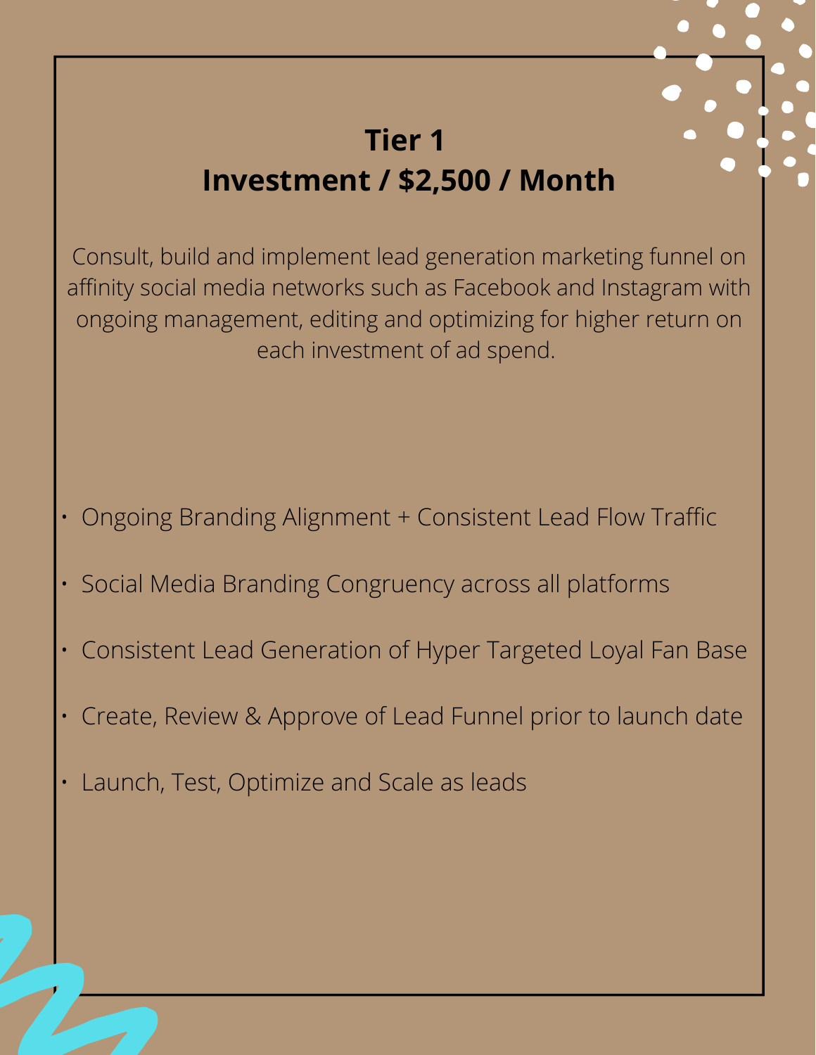## Tier 1
## Investment / $2,500 / Month

Consult, build and implement lead generation marketing funnel on affinity social media networks such as Facebook and Instagram with ongoing management, editing and optimizing for higher return on each investment of ad spend.

- Ongoing Branding Alignment + Consistent Lead Flow Traffic
- Social Media Branding Congruency across all platforms
- Consistent Lead Generation of Hyper Targeted Loyal Fan Base
- Create, Review & Approve of Lead Funnel prior to launch date
- Launch, Test, Optimize and Scale as leads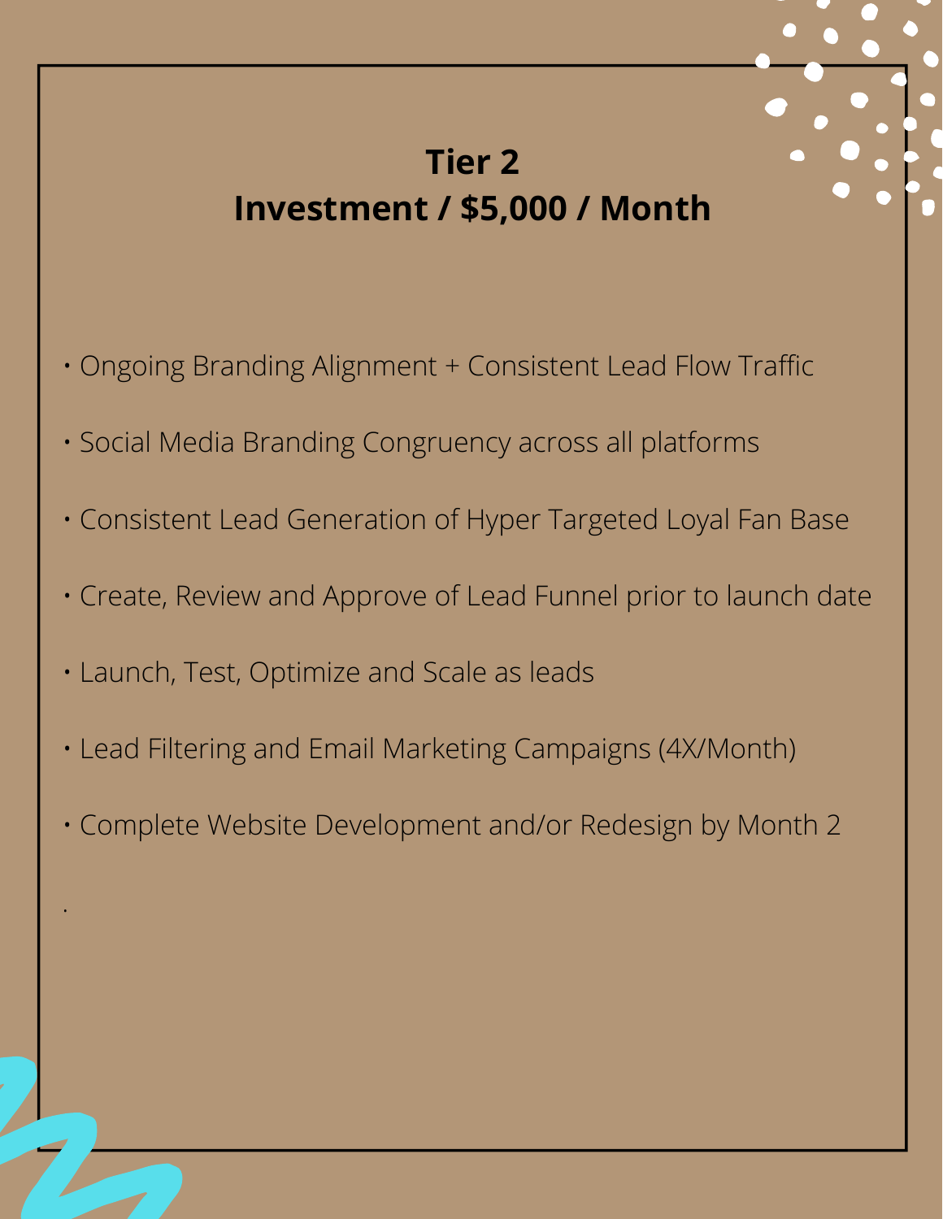# Tier 2
# Investment / $5,000 / Month

- Ongoing Branding Alignment + Consistent Lead Flow Traffic
- Social Media Branding Congruency across all platforms
- Consistent Lead Generation of Hyper Targeted Loyal Fan Base
- Create, Review and Approve of Lead Funnel prior to launch date
- Launch, Test, Optimize and Scale as leads
- Lead Filtering and Email Marketing Campaigns (4X/Month)
- Complete Website Development and/or Redesign by Month 2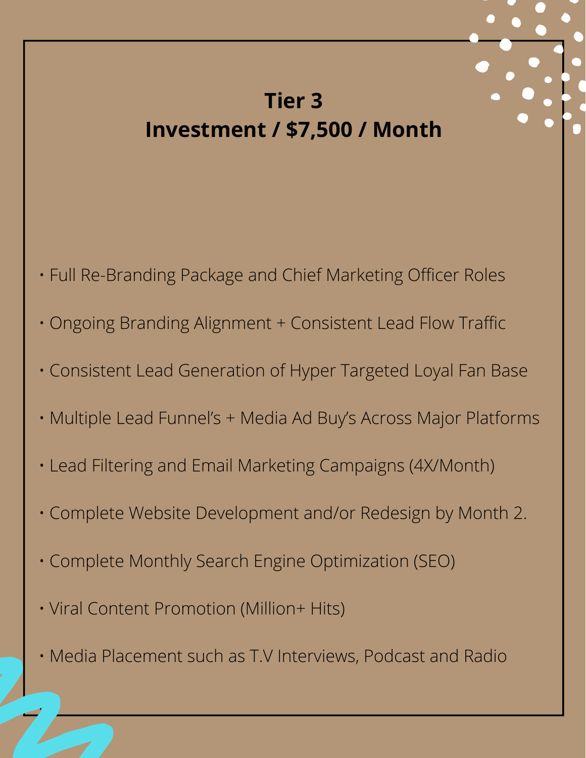# Tier 3
# Investment / $7,500 / Month

- Full Re-Branding Package and Chief Marketing Officer Roles
- Ongoing Branding Alignment + Consistent Lead Flow Traffic
- Consistent Lead Generation of Hyper Targeted Loyal Fan Base
- Multiple Lead Funnel's + Media Ad Buy's Across Major Platforms
- Lead Filtering and Email Marketing Campaigns (4X/Month)
- Complete Website Development and/or Redesign by Month 2.
- Complete Monthly Search Engine Optimization (SEO)
- Viral Content Promotion (Million+ Hits)
- Media Placement such as T.V Interviews, Podcast and Radio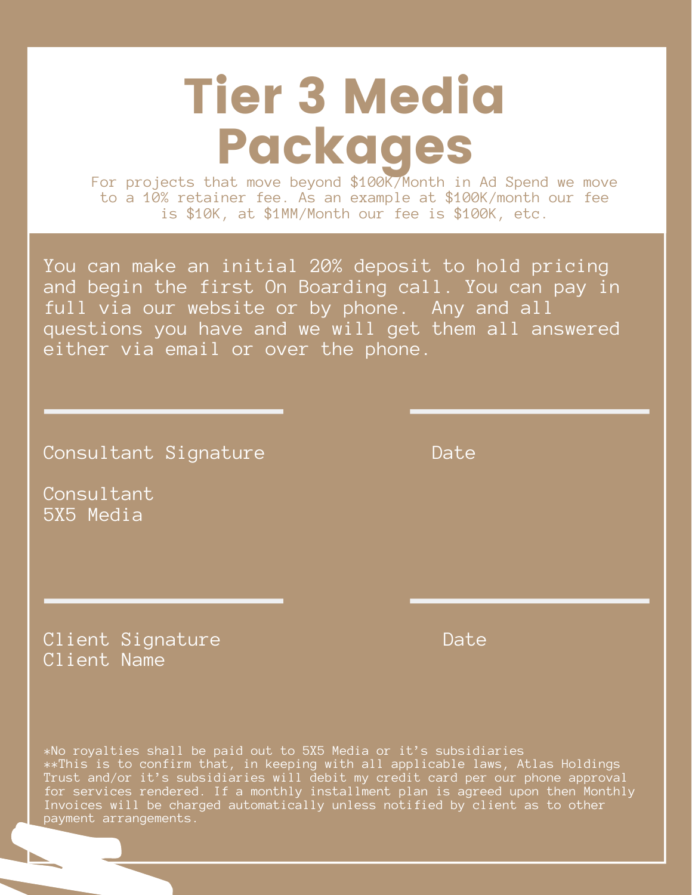# Tier 3 Media Packages

For projects that move beyond $100K/Month in Ad Spend we move to a 10% retainer fee. As an example at $100K/month our fee is $10K, at $1MM/Month our fee is $100K, etc.

You can make an initial 20% deposit to hold pricing and begin the first On Boarding call. You can pay in full via our website or by phone. Any and all questions you have and we will get them all answered either via email or over the phone.

Consultant Signature

Date

Consultant
5X5 Media

Client Signature
Client Name

Date

*No royalties shall be paid out to 5X5 Media or it's subsidiaries
**This is to confirm that, in keeping with all applicable laws, Atlas Holdings Trust and/or it's subsidiaries will debit my credit card per our phone approval for services rendered. If a monthly installment plan is agreed upon then Monthly Invoices will be charged automatically unless notified by client as to other payment arrangements.